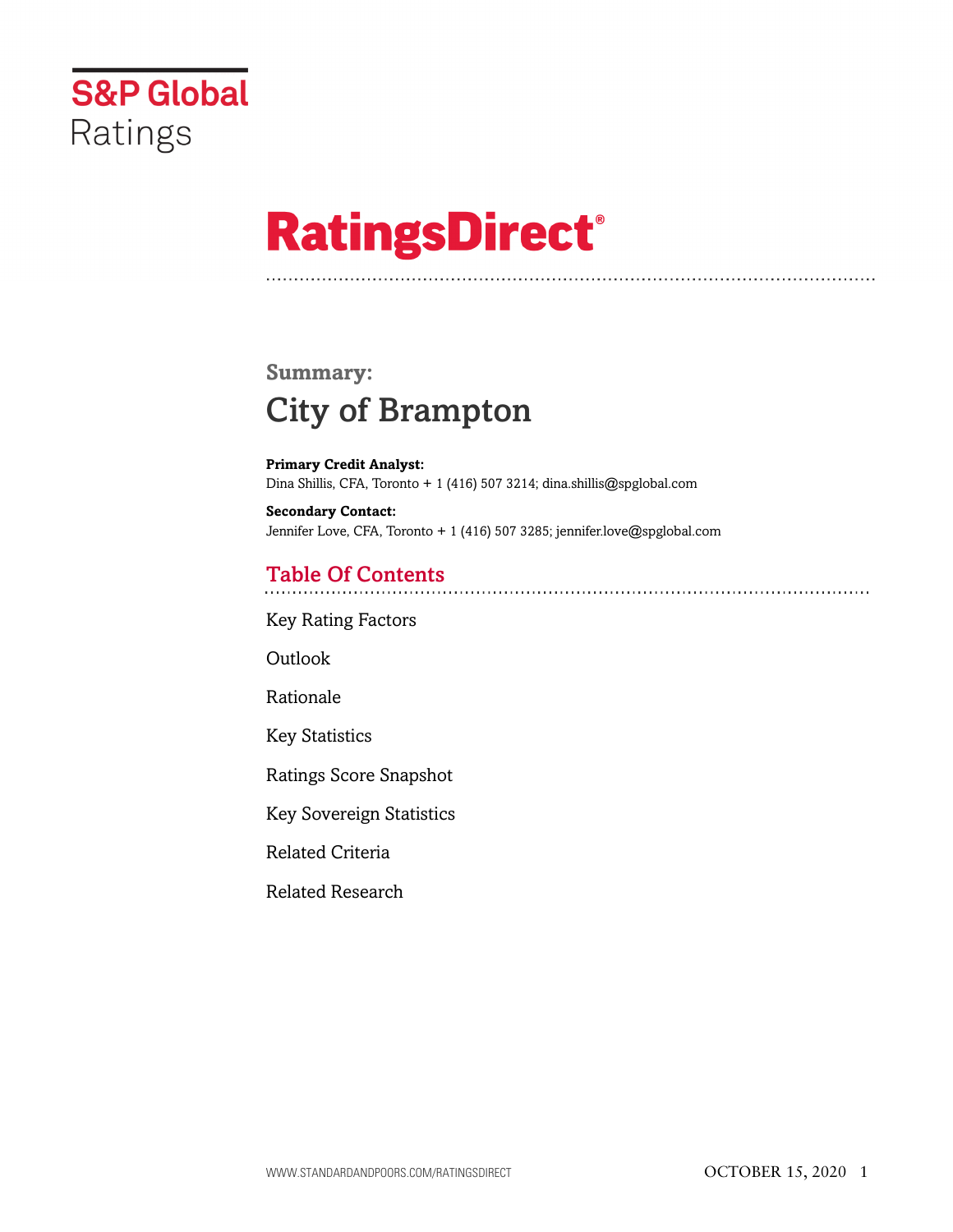S&P Global Ratings

# RatingsDirect®

## Summary:

# City of Brampton

**Primary Credit Analyst:**
Dina Shillis, CFA, Toronto + 1 (416) 507 3214; dina.shillis@spglobal.com

**Secondary Contact:**
Jennifer Love, CFA, Toronto + 1 (416) 507 3285; jennifer.love@spglobal.com

## Table Of Contents

Key Rating Factors

Outlook

Rationale

Key Statistics

Ratings Score Snapshot

Key Sovereign Statistics

Related Criteria

Related Research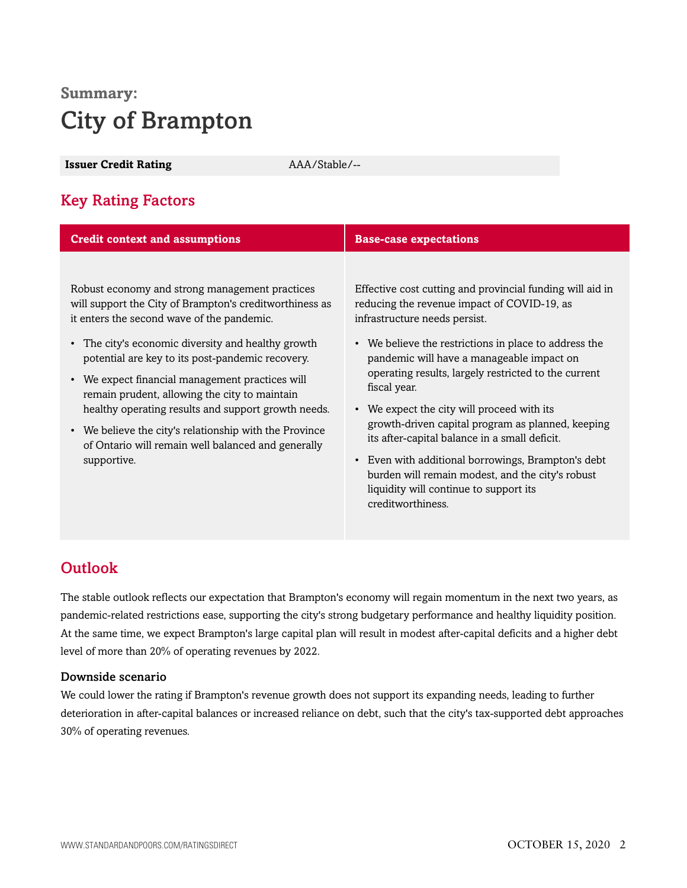## Summary:

# City of Brampton

| Issuer Credit Rating | AAA/Stable/-- |
| --- | --- |

## Key Rating Factors

| Credit context and assumptions | Base-case expectations |
| --- | --- |
| Robust economy and strong management practices will support the City of Brampton's creditworthiness as it enters the second wave of the pandemic.<br><br>• The city's economic diversity and healthy growth potential are key to its post-pandemic recovery.<br>• We expect financial management practices will remain prudent, allowing the city to maintain healthy operating results and support growth needs.<br>• We believe the city's relationship with the Province of Ontario will remain well balanced and generally supportive. | Effective cost cutting and provincial funding will aid in reducing the revenue impact of COVID-19, as infrastructure needs persist.<br><br>• We believe the restrictions in place to address the pandemic will have a manageable impact on operating results, largely restricted to the current fiscal year.<br>• We expect the city will proceed with its growth-driven capital program as planned, keeping its after-capital balance in a small deficit.<br>• Even with additional borrowings, Brampton's debt burden will remain modest, and the city's robust liquidity will continue to support its creditworthiness. |

## Outlook

The stable outlook reflects our expectation that Brampton's economy will regain momentum in the next two years, as pandemic-related restrictions ease, supporting the city's strong budgetary performance and healthy liquidity position. At the same time, we expect Brampton's large capital plan will result in modest after-capital deficits and a higher debt level of more than 20% of operating revenues by 2022.

### Downside scenario

We could lower the rating if Brampton's revenue growth does not support its expanding needs, leading to further deterioration in after-capital balances or increased reliance on debt, such that the city's tax-supported debt approaches 30% of operating revenues.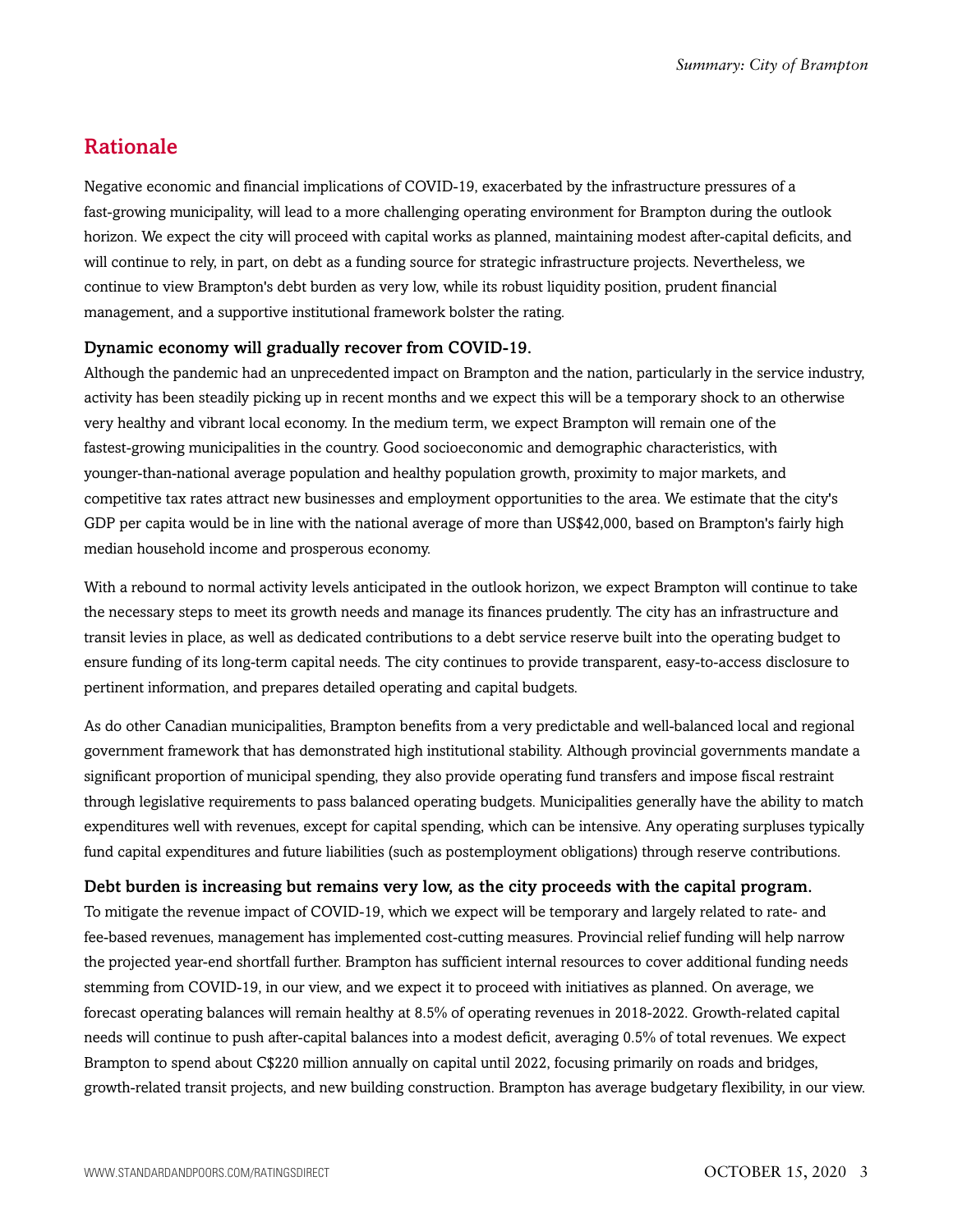## Rationale

Negative economic and financial implications of COVID-19, exacerbated by the infrastructure pressures of a fast-growing municipality, will lead to a more challenging operating environment for Brampton during the outlook horizon. We expect the city will proceed with capital works as planned, maintaining modest after-capital deficits, and will continue to rely, in part, on debt as a funding source for strategic infrastructure projects. Nevertheless, we continue to view Brampton's debt burden as very low, while its robust liquidity position, prudent financial management, and a supportive institutional framework bolster the rating.

### Dynamic economy will gradually recover from COVID-19.

Although the pandemic had an unprecedented impact on Brampton and the nation, particularly in the service industry, activity has been steadily picking up in recent months and we expect this will be a temporary shock to an otherwise very healthy and vibrant local economy. In the medium term, we expect Brampton will remain one of the fastest-growing municipalities in the country. Good socioeconomic and demographic characteristics, with younger-than-national average population and healthy population growth, proximity to major markets, and competitive tax rates attract new businesses and employment opportunities to the area. We estimate that the city's GDP per capita would be in line with the national average of more than US$42,000, based on Brampton's fairly high median household income and prosperous economy.

With a rebound to normal activity levels anticipated in the outlook horizon, we expect Brampton will continue to take the necessary steps to meet its growth needs and manage its finances prudently. The city has an infrastructure and transit levies in place, as well as dedicated contributions to a debt service reserve built into the operating budget to ensure funding of its long-term capital needs. The city continues to provide transparent, easy-to-access disclosure to pertinent information, and prepares detailed operating and capital budgets.

As do other Canadian municipalities, Brampton benefits from a very predictable and well-balanced local and regional government framework that has demonstrated high institutional stability. Although provincial governments mandate a significant proportion of municipal spending, they also provide operating fund transfers and impose fiscal restraint through legislative requirements to pass balanced operating budgets. Municipalities generally have the ability to match expenditures well with revenues, except for capital spending, which can be intensive. Any operating surpluses typically fund capital expenditures and future liabilities (such as postemployment obligations) through reserve contributions.

### Debt burden is increasing but remains very low, as the city proceeds with the capital program.

To mitigate the revenue impact of COVID-19, which we expect will be temporary and largely related to rate- and fee-based revenues, management has implemented cost-cutting measures. Provincial relief funding will help narrow the projected year-end shortfall further. Brampton has sufficient internal resources to cover additional funding needs stemming from COVID-19, in our view, and we expect it to proceed with initiatives as planned. On average, we forecast operating balances will remain healthy at 8.5% of operating revenues in 2018-2022. Growth-related capital needs will continue to push after-capital balances into a modest deficit, averaging 0.5% of total revenues. We expect Brampton to spend about C$220 million annually on capital until 2022, focusing primarily on roads and bridges, growth-related transit projects, and new building construction. Brampton has average budgetary flexibility, in our view.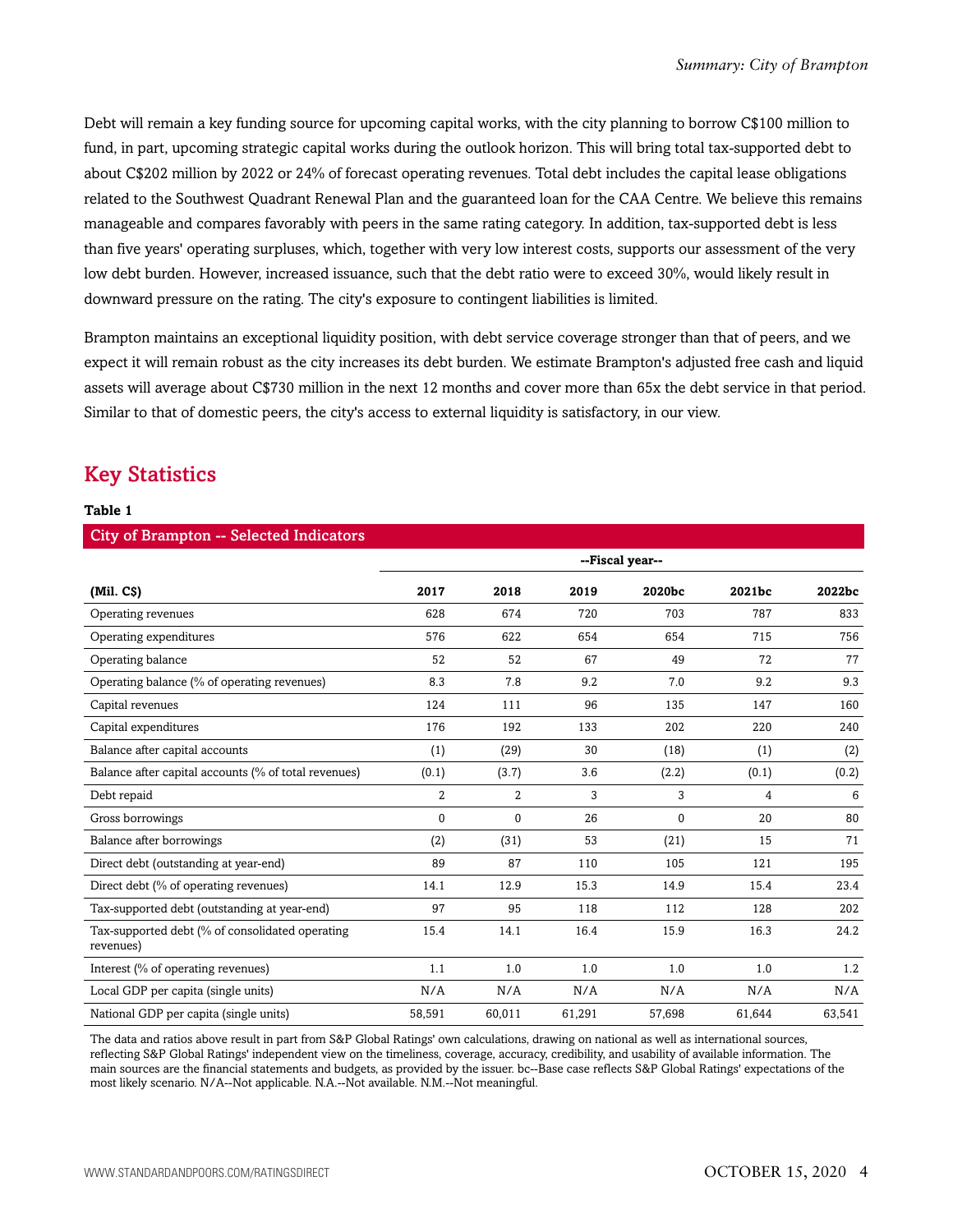Debt will remain a key funding source for upcoming capital works, with the city planning to borrow C$100 million to fund, in part, upcoming strategic capital works during the outlook horizon. This will bring total tax-supported debt to about C$202 million by 2022 or 24% of forecast operating revenues. Total debt includes the capital lease obligations related to the Southwest Quadrant Renewal Plan and the guaranteed loan for the CAA Centre. We believe this remains manageable and compares favorably with peers in the same rating category. In addition, tax-supported debt is less than five years' operating surpluses, which, together with very low interest costs, supports our assessment of the very low debt burden. However, increased issuance, such that the debt ratio were to exceed 30%, would likely result in downward pressure on the rating. The city's exposure to contingent liabilities is limited.

Brampton maintains an exceptional liquidity position, with debt service coverage stronger than that of peers, and we expect it will remain robust as the city increases its debt burden. We estimate Brampton's adjusted free cash and liquid assets will average about C$730 million in the next 12 months and cover more than 65x the debt service in that period. Similar to that of domestic peers, the city's access to external liquidity is satisfactory, in our view.

## Key Statistics

**Table 1**

**City of Brampton -- Selected Indicators**

| | --Fiscal year-- | | | | | |
|---|---|---|---|---|---|---|
| **(Mil. C$)** | **2017** | **2018** | **2019** | **2020bc** | **2021bc** | **2022bc** |
| Operating revenues | 628 | 674 | 720 | 703 | 787 | 833 |
| Operating expenditures | 576 | 622 | 654 | 654 | 715 | 756 |
| Operating balance | 52 | 52 | 67 | 49 | 72 | 77 |
| Operating balance (% of operating revenues) | 8.3 | 7.8 | 9.2 | 7.0 | 9.2 | 9.3 |
| Capital revenues | 124 | 111 | 96 | 135 | 147 | 160 |
| Capital expenditures | 176 | 192 | 133 | 202 | 220 | 240 |
| Balance after capital accounts | (1) | (29) | 30 | (18) | (1) | (2) |
| Balance after capital accounts (% of total revenues) | (0.1) | (3.7) | 3.6 | (2.2) | (0.1) | (0.2) |
| Debt repaid | 2 | 2 | 3 | 3 | 4 | 6 |
| Gross borrowings | 0 | 0 | 26 | 0 | 20 | 80 |
| Balance after borrowings | (2) | (31) | 53 | (21) | 15 | 71 |
| Direct debt (outstanding at year-end) | 89 | 87 | 110 | 105 | 121 | 195 |
| Direct debt (% of operating revenues) | 14.1 | 12.9 | 15.3 | 14.9 | 15.4 | 23.4 |
| Tax-supported debt (outstanding at year-end) | 97 | 95 | 118 | 112 | 128 | 202 |
| Tax-supported debt (% of consolidated operating revenues) | 15.4 | 14.1 | 16.4 | 15.9 | 16.3 | 24.2 |
| Interest (% of operating revenues) | 1.1 | 1.0 | 1.0 | 1.0 | 1.0 | 1.2 |
| Local GDP per capita (single units) | N/A | N/A | N/A | N/A | N/A | N/A |
| National GDP per capita (single units) | 58,591 | 60,011 | 61,291 | 57,698 | 61,644 | 63,541 |

The data and ratios above result in part from S&P Global Ratings' own calculations, drawing on national as well as international sources, reflecting S&P Global Ratings' independent view on the timeliness, coverage, accuracy, credibility, and usability of available information. The main sources are the financial statements and budgets, as provided by the issuer. bc--Base case reflects S&P Global Ratings' expectations of the most likely scenario. N/A--Not applicable. N.A.--Not available. N.M.--Not meaningful.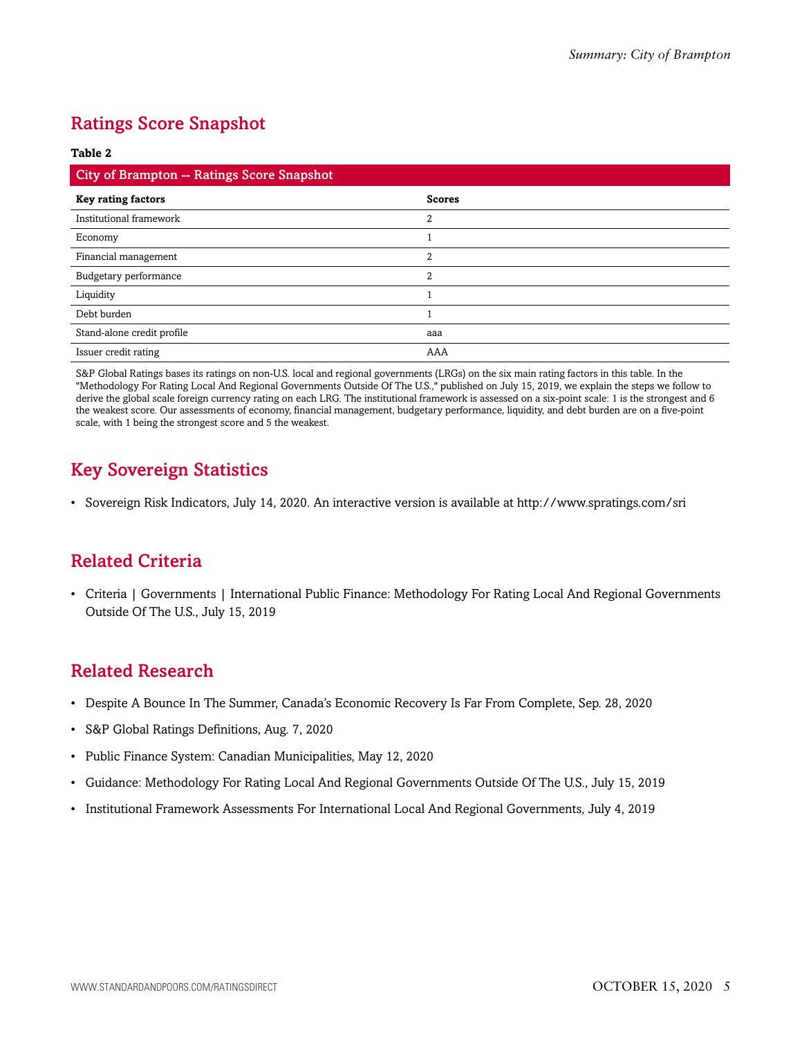## Ratings Score Snapshot

**Table 2**

| City of Brampton -- Ratings Score Snapshot | |
|---|---|
| **Key rating factors** | **Scores** |
| Institutional framework | 2 |
| Economy | 1 |
| Financial management | 2 |
| Budgetary performance | 2 |
| Liquidity | 1 |
| Debt burden | 1 |
| Stand-alone credit profile | aaa |
| Issuer credit rating | AAA |

S&P Global Ratings bases its ratings on non-U.S. local and regional governments (LRGs) on the six main rating factors in this table. In the "Methodology For Rating Local And Regional Governments Outside Of The U.S.," published on July 15, 2019, we explain the steps we follow to derive the global scale foreign currency rating on each LRG. The institutional framework is assessed on a six-point scale: 1 is the strongest and 6 the weakest score. Our assessments of economy, financial management, budgetary performance, liquidity, and debt burden are on a five-point scale, with 1 being the strongest score and 5 the weakest.

## Key Sovereign Statistics

- Sovereign Risk Indicators, July 14, 2020. An interactive version is available at http://www.spratings.com/sri

## Related Criteria

- Criteria | Governments | International Public Finance: Methodology For Rating Local And Regional Governments Outside Of The U.S., July 15, 2019

## Related Research

- Despite A Bounce In The Summer, Canada's Economic Recovery Is Far From Complete, Sep. 28, 2020
- S&P Global Ratings Definitions, Aug. 7, 2020
- Public Finance System: Canadian Municipalities, May 12, 2020
- Guidance: Methodology For Rating Local And Regional Governments Outside Of The U.S., July 15, 2019
- Institutional Framework Assessments For International Local And Regional Governments, July 4, 2019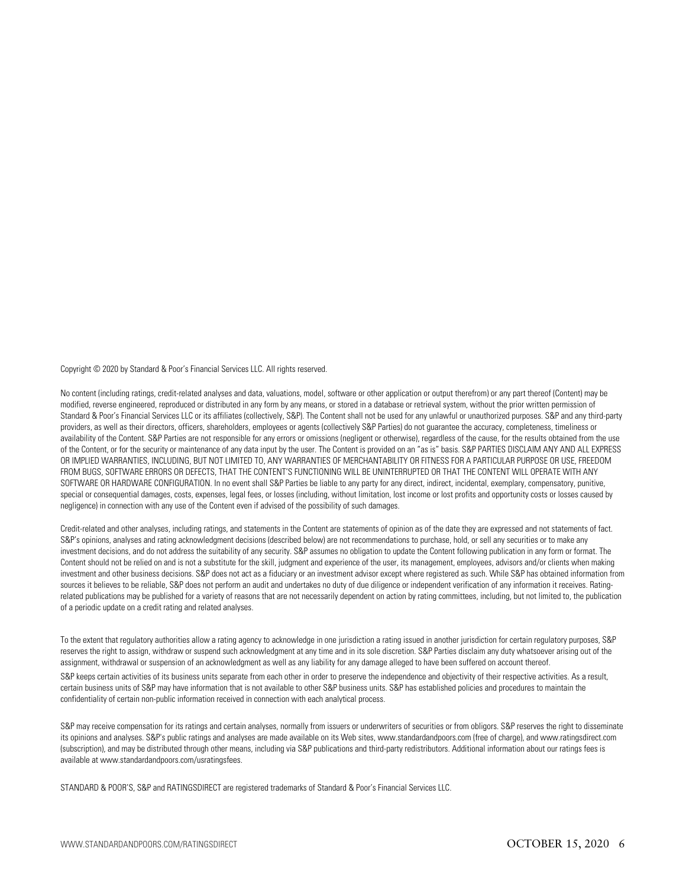Copyright © 2020 by Standard & Poor's Financial Services LLC. All rights reserved.

No content (including ratings, credit-related analyses and data, valuations, model, software or other application or output therefrom) or any part thereof (Content) may be modified, reverse engineered, reproduced or distributed in any form by any means, or stored in a database or retrieval system, without the prior written permission of Standard & Poor's Financial Services LLC or its affiliates (collectively, S&P). The Content shall not be used for any unlawful or unauthorized purposes. S&P and any third-party providers, as well as their directors, officers, shareholders, employees or agents (collectively S&P Parties) do not guarantee the accuracy, completeness, timeliness or availability of the Content. S&P Parties are not responsible for any errors or omissions (negligent or otherwise), regardless of the cause, for the results obtained from the use of the Content, or for the security or maintenance of any data input by the user. The Content is provided on an "as is" basis. S&P PARTIES DISCLAIM ANY AND ALL EXPRESS OR IMPLIED WARRANTIES, INCLUDING, BUT NOT LIMITED TO, ANY WARRANTIES OF MERCHANTABILITY OR FITNESS FOR A PARTICULAR PURPOSE OR USE, FREEDOM FROM BUGS, SOFTWARE ERRORS OR DEFECTS, THAT THE CONTENT'S FUNCTIONING WILL BE UNINTERRUPTED OR THAT THE CONTENT WILL OPERATE WITH ANY SOFTWARE OR HARDWARE CONFIGURATION. In no event shall S&P Parties be liable to any party for any direct, indirect, incidental, exemplary, compensatory, punitive, special or consequential damages, costs, expenses, legal fees, or losses (including, without limitation, lost income or lost profits and opportunity costs or losses caused by negligence) in connection with any use of the Content even if advised of the possibility of such damages.

Credit-related and other analyses, including ratings, and statements in the Content are statements of opinion as of the date they are expressed and not statements of fact. S&P's opinions, analyses and rating acknowledgment decisions (described below) are not recommendations to purchase, hold, or sell any securities or to make any investment decisions, and do not address the suitability of any security. S&P assumes no obligation to update the Content following publication in any form or format. The Content should not be relied on and is not a substitute for the skill, judgment and experience of the user, its management, employees, advisors and/or clients when making investment and other business decisions. S&P does not act as a fiduciary or an investment advisor except where registered as such. While S&P has obtained information from sources it believes to be reliable, S&P does not perform an audit and undertakes no duty of due diligence or independent verification of any information it receives. Rating-related publications may be published for a variety of reasons that are not necessarily dependent on action by rating committees, including, but not limited to, the publication of a periodic update on a credit rating and related analyses.

To the extent that regulatory authorities allow a rating agency to acknowledge in one jurisdiction a rating issued in another jurisdiction for certain regulatory purposes, S&P reserves the right to assign, withdraw or suspend such acknowledgment at any time and in its sole discretion. S&P Parties disclaim any duty whatsoever arising out of the assignment, withdrawal or suspension of an acknowledgment as well as any liability for any damage alleged to have been suffered on account thereof.

S&P keeps certain activities of its business units separate from each other in order to preserve the independence and objectivity of their respective activities. As a result, certain business units of S&P may have information that is not available to other S&P business units. S&P has established policies and procedures to maintain the confidentiality of certain non-public information received in connection with each analytical process.

S&P may receive compensation for its ratings and certain analyses, normally from issuers or underwriters of securities or from obligors. S&P reserves the right to disseminate its opinions and analyses. S&P's public ratings and analyses are made available on its Web sites, www.standardandpoors.com (free of charge), and www.ratingsdirect.com (subscription), and may be distributed through other means, including via S&P publications and third-party redistributors. Additional information about our ratings fees is available at www.standardandpoors.com/usratingsfees.

STANDARD & POOR'S, S&P and RATINGSDIRECT are registered trademarks of Standard & Poor's Financial Services LLC.